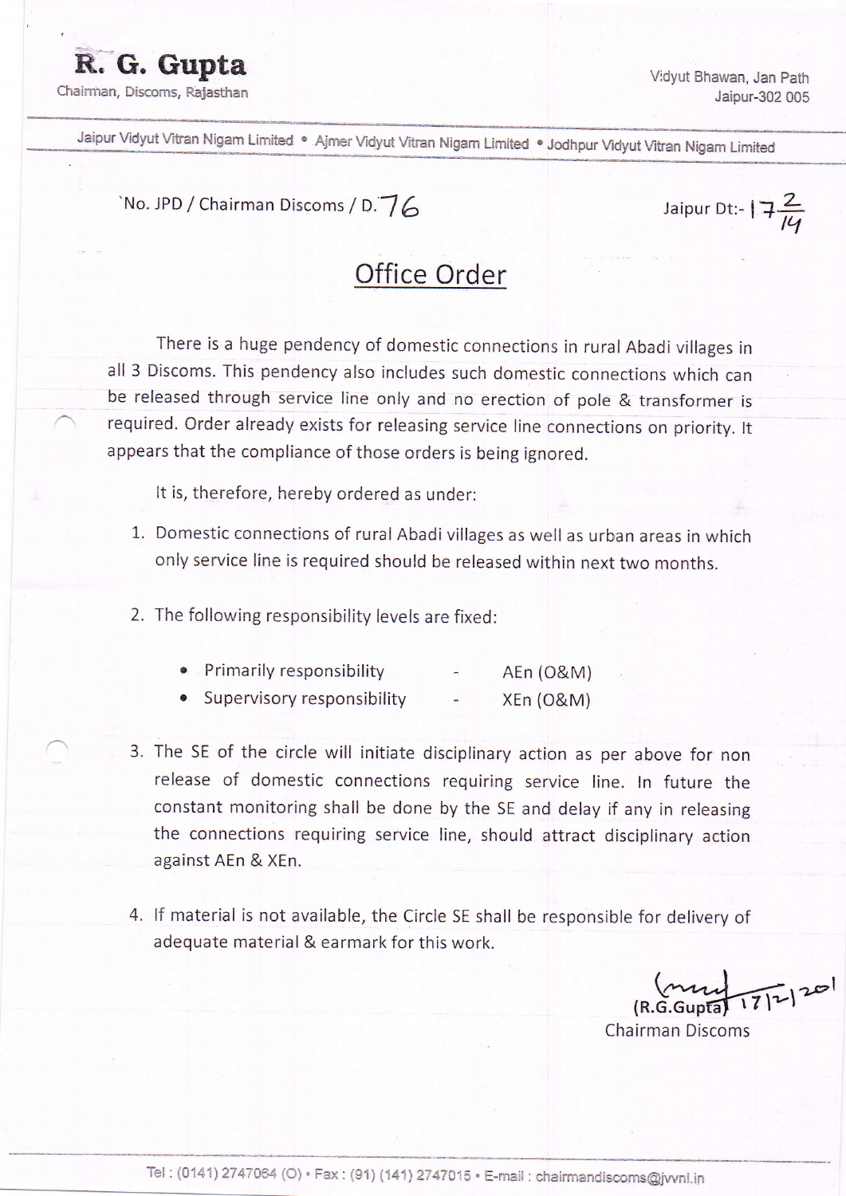# R. G. Gupta

Chairman, Discoms, Rajasthan

Vidyut Bhawan, Jan Path
Jaipur-302 005

Jaipur Vidyut Vitran Nigam Limited • Ajmer Vidyut Vitran Nigam Limited • Jodhpur Vidyut Vitran Nigam Limited

`No. JPD / Chairman Discoms / D. 76

Jaipur Dt:- 17/2/14

## Office Order

There is a huge pendency of domestic connections in rural Abadi villages in all 3 Discoms. This pendency also includes such domestic connections which can be released through service line only and no erection of pole & transformer is required. Order already exists for releasing service line connections on priority. It appears that the compliance of those orders is being ignored.

It is, therefore, hereby ordered as under:

1. Domestic connections of rural Abadi villages as well as urban areas in which only service line is required should be released within next two months.

2. The following responsibility levels are fixed:

   - Primarily responsibility - AEn (O&M)
   - Supervisory responsibility - XEn (O&M)

3. The SE of the circle will initiate disciplinary action as per above for non release of domestic connections requiring service line. In future the constant monitoring shall be done by the SE and delay if any in releasing the connections requiring service line, should attract disciplinary action against AEn & XEn.

4. If material is not available, the Circle SE shall be responsible for delivery of adequate material & earmark for this work.

17/2/201

(R.G.Gupta)
Chairman Discoms

Tel : (0141) 2747064 (O) • Fax : (91) (141) 2747015 • E-mail : chairmandiscoms@jvvnl.in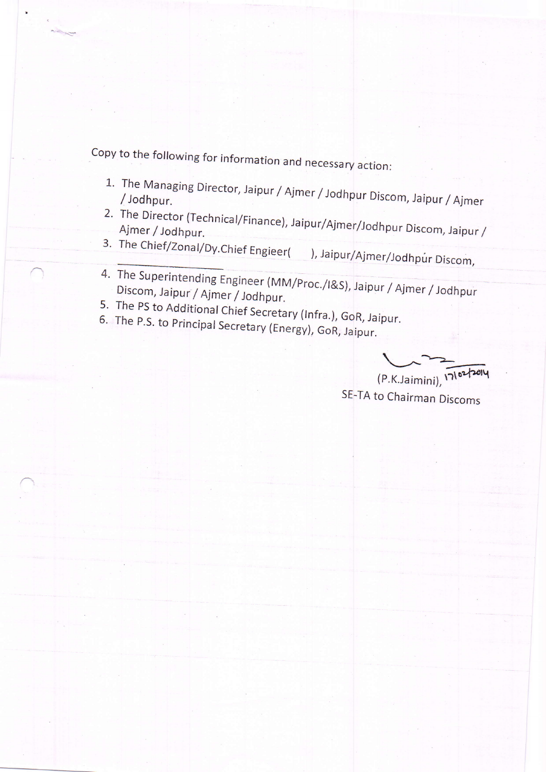Copy to the following for information and necessary action:

1. The Managing Director, Jaipur / Ajmer / Jodhpur Discom, Jaipur / Ajmer / Jodhpur.
2. The Director (Technical/Finance), Jaipur/Ajmer/Jodhpur Discom, Jaipur / Ajmer / Jodhpur.
3. The Chief/Zonal/Dy.Chief Engieer(      ), Jaipur/Ajmer/Jodhpur Discom, \_\_\_\_\_\_\_\_\_\_\_\_\_\_
4. The Superintending Engineer (MM/Proc./I&S), Jaipur / Ajmer / Jodhpur Discom, Jaipur / Ajmer / Jodhpur.
5. The PS to Additional Chief Secretary (Infra.), GoR, Jaipur.
6. The P.S. to Principal Secretary (Energy), GoR, Jaipur.

(P.K.Jaimini), 17/02/2014

SE-TA to Chairman Discoms